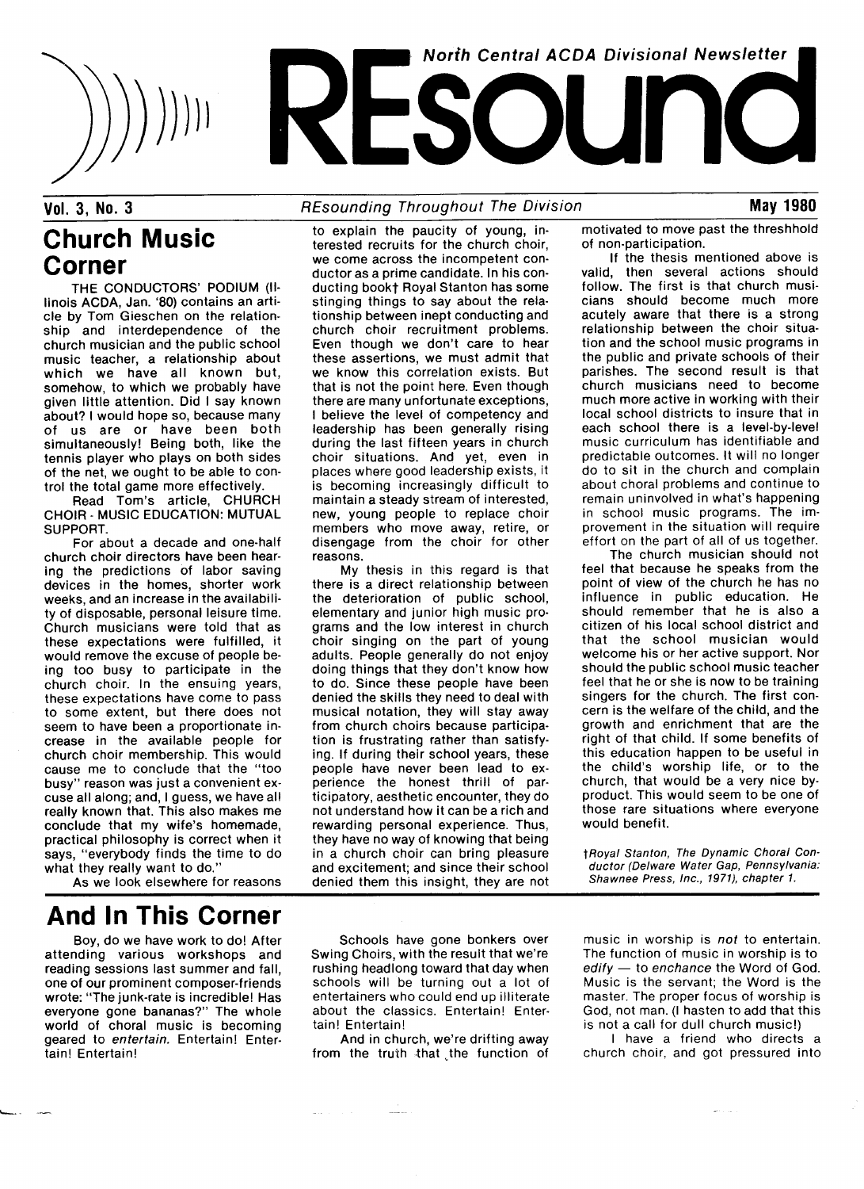# REsound

**North Central ACDA Divisional Newsletter**

**Vol. 3, No. 3** — *REsounding Throughout The Division* — **May 1980**

## Church Music Corner

THE CONDUCTORS' PODIUM (Illinois ACDA, Jan. '80) contains an article by Tom Gieschen on the relationship and interdependence of the church musician and the public school music teacher, a relationship about which we have all known but, somehow, to which we probably have given little attention. Did I say known about? I would hope so, because many of us are or have been both simultaneously! Being both, like the tennis player who plays on both sides of the net, we ought to be able to control the total game more effectively.

Read Tom's article, CHURCH CHOIR - MUSIC EDUCATION: MUTUAL SUPPORT.

For about a decade and one-half church choir directors have been hearing the predictions of labor saving devices in the homes, shorter work weeks, and an increase in the availability of disposable, personal leisure time. Church musicians were told that as these expectations were fulfilled, it would remove the excuse of people being too busy to participate in the church choir. In the ensuing years, these expectations have come to pass to some extent, but there does not seem to have been a proportionate increase in the available people for church choir membership. This would cause me to conclude that the "too busy" reason was just a convenient excuse all along; and, I guess, we have all really known that. This also makes me conclude that my wife's homemade, practical philosophy is correct when it says, "everybody finds the time to do what they really want to do."

As we look elsewhere for reasons to explain the paucity of young, interested recruits for the church choir, we come across the incompetent conductor as a prime candidate. In his conducting book† Royal Stanton has some stinging things to say about the relationship between inept conducting and church choir recruitment problems. Even though we don't care to hear these assertions, we must admit that we know this correlation exists. But that is not the point here. Even though there are many unfortunate exceptions, I believe the level of competency and leadership has been generally rising during the last fifteen years in church choir situations. And yet, even in places where good leadership exists, it is becoming increasingly difficult to maintain a steady stream of interested, new, young people to replace choir members who move away, retire, or disengage from the choir for other reasons.

My thesis in this regard is that there is a direct relationship between the deterioration of public school, elementary and junior high music programs and the low interest in church choir singing on the part of young adults. People generally do not enjoy doing things that they don't know how to do. Since these people have been denied the skills they need to deal with musical notation, they will stay away from church choirs because participation is frustrating rather than satisfying. If during their school years, these people have never been lead to experience the honest thrill of participatory, aesthetic encounter, they do not understand how it can be a rich and rewarding personal experience. Thus, they have no way of knowing that being in a church choir can bring pleasure and excitement; and since their school denied them this insight, they are not motivated to move past the threshhold of non-participation.

If the thesis mentioned above is valid, then several actions should follow. The first is that church musicians should become much more acutely aware that there is a strong relationship between the choir situation and the school music programs in the public and private schools of their parishes. The second result is that church musicians need to become much more active in working with their local school districts to insure that in each school there is a level-by-level music curriculum has identifiable and predictable outcomes. It will no longer do to sit in the church and complain about choral problems and continue to remain uninvolved in what's happening in school music programs. The improvement in the situation will require effort on the part of all of us together.

The church musician should not feel that because he speaks from the point of view of the church he has no influence in public education. He should remember that he is also a citizen of his local school district and that the school musician would welcome his or her active support. Nor should the public school music teacher feel that he or she is now to be training singers for the church. The first concern is the welfare of the child, and the growth and enrichment that are the right of that child. If some benefits of this education happen to be useful in the child's worship life, or to the church, that would be a very nice by-product. This would seem to be one of those rare situations where everyone would benefit.

*†Royal Stanton, The Dynamic Choral Conductor (Delware Water Gap, Pennsylvania: Shawnee Press, Inc., 1971), chapter 1.*

## And In This Corner

Boy, do we have work to do! After attending various workshops and reading sessions last summer and fall, one of our prominent composer-friends wrote: "The junk-rate is incredible! Has everyone gone bananas?" The whole world of choral music is becoming geared to *entertain.* Entertain! Entertain! Entertain!

Schools have gone bonkers over Swing Choirs, with the result that we're rushing headlong toward that day when schools will be turning out a lot of entertainers who could end up illiterate about the classics. Entertain! Entertain! Entertain!

And in church, we're drifting away from the truth that the function of music in worship is *not* to entertain. The function of music in worship is to *edify* — to *enchance* the Word of God. Music is the servant; the Word is the master. The proper focus of worship is God, not man. (I hasten to add that this is not a call for dull church music!)

I have a friend who directs a church choir, and got pressured into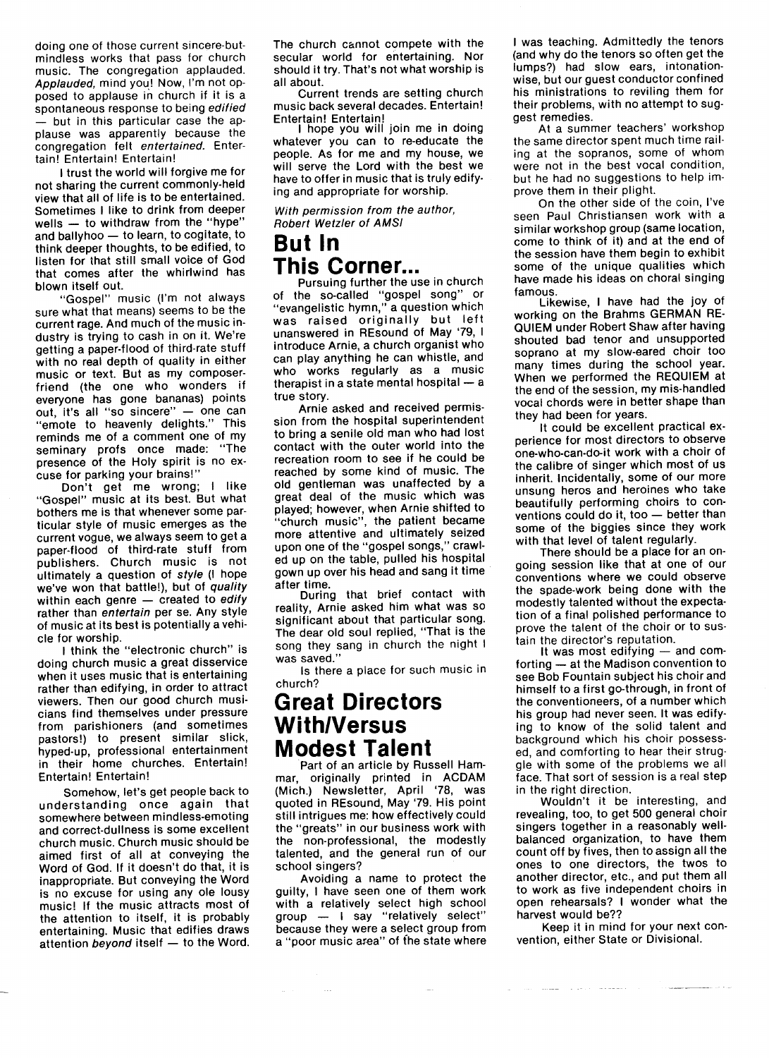doing one of those current sincere-but-mindless works that pass for church music. The congregation applauded. *Applauded,* mind you! Now, I'm not opposed to applause in church if it is a spontaneous response to being *edified* — but in this particular case the applause was apparently because the congregation felt *entertained.* Entertain! Entertain! Entertain!

I trust the world will forgive me for not sharing the current commonly-held view that all of life is to be entertained. Sometimes I like to drink from deeper wells — to withdraw from the "hype" and ballyhoo — to learn, to cogitate, to think deeper thoughts, to be edified, to listen for that still small voice of God that comes after the whirlwind has blown itself out.

"Gospel" music (I'm not always sure what that means) seems to be the current rage. And much of the music industry is trying to cash in on it. We're getting a paper-flood of third-rate stuff with no real depth of quality in either music or text. But as my composer-friend (the one who wonders if everyone has gone bananas) points out, it's all "so sincere" — one can "emote to heavenly delights." This reminds me of a comment one of my seminary profs once made: "The presence of the Holy spirit is no excuse for parking your brains!"

Don't get me wrong; I like "Gospel" music at its best. But what bothers me is that whenever some particular style of music emerges as the current vogue, we always seem to get a paper-flood of third-rate stuff from publishers. Church music is not ultimately a question of *style* (I hope we've won that battle!), but of *quality* within each genre — created to *edify* rather than *entertain* per se. Any style of music at its best is potentially a vehicle for worship.

I think the "electronic church" is doing church music a great disservice when it uses music that is entertaining rather than edifying, in order to attract viewers. Then our good church musicians find themselves under pressure from parishioners (and sometimes pastors!) to present similar slick, hyped-up, professional entertainment in their home churches. Entertain! Entertain! Entertain!

Somehow, let's get people back to understanding once again that somewhere between mindless-emoting and correct-dullness is some excellent church music. Church music should be aimed first of all at conveying the Word of God. If it doesn't do that, it is inappropriate. But conveying the Word is no excuse for using any ole lousy music! If the music attracts most of the attention to itself, it is probably entertaining. Music that edifies draws attention *beyond* itself — to the Word.

The church cannot compete with the secular world for entertaining. Nor should it try. That's not what worship is all about.

Current trends are setting church music back several decades. Entertain! Entertain! Entertain!

I hope you will join me in doing whatever you can to re-educate the people. As for me and my house, we will serve the Lord with the best we have to offer in music that is truly edifying and appropriate for worship.

*With permission from the author, Robert Wetzler of AMSI*

# But In This Corner...

Pursuing further the use in church of the so-called "gospel song" or "evangelistic hymn," a question which was raised originally but left unanswered in REsound of May '79, I introduce Arnie, a church organist who can play anything he can whistle, and who works regularly as a music therapist in a state mental hospital — a true story.

Arnie asked and received permission from the hospital superintendent to bring a senile old man who had lost contact with the outer world into the recreation room to see if he could be reached by some kind of music. The old gentleman was unaffected by a great deal of the music which was played; however, when Arnie shifted to "church music", the patient became more attentive and ultimately seized upon one of the "gospel songs," crawled up on the table, pulled his hospital gown up over his head and sang it time after time.

During that brief contact with reality, Arnie asked him what was so significant about that particular song. The dear old soul replied, "That is the song they sang in church the night I was saved."

Is there a place for such music in church?

# Great Directors With/Versus Modest Talent

Part of an article by Russell Hammar, originally printed in ACDAM (Mich.) Newsletter, April '78, was quoted in REsound, May '79. His point still intrigues me: how effectively could the "greats" in our business work with the non-professional, the modestly talented, and the general run of our school singers?

Avoiding a name to protect the guilty, I have seen one of them work with a relatively select high school group — I say "relatively select" because they were a select group from a "poor music area" of the state where I was teaching. Admittedly the tenors (and why do the tenors so often get the lumps?) had slow ears, intonation-wise, but our guest conductor confined his ministrations to reviling them for their problems, with no attempt to suggest remedies.

At a summer teachers' workshop the same director spent much time railing at the sopranos, some of whom were not in the best vocal condition, but he had no suggestions to help improve them in their plight.

On the other side of the coin, I've seen Paul Christiansen work with a similar workshop group (same location, come to think of it) and at the end of the session have them begin to exhibit some of the unique qualities which have made his ideas on choral singing famous.

Likewise, I have had the joy of working on the Brahms GERMAN REQUIEM under Robert Shaw after having shouted bad tenor and unsupported soprano at my slow-eared choir too many times during the school year. When we performed the REQUIEM at the end of the session, my mis-handled vocal chords were in better shape than they had been for years.

It could be excellent practical experience for most directors to observe one-who-can-do-it work with a choir of the calibre of singer which most of us inherit. Incidentally, some of our more unsung heros and heroines who take beautifully performing choirs to conventions could do it, too — better than some of the biggies since they work with that level of talent regularly.

There should be a place for an ongoing session like that at one of our conventions where we could observe the spade-work being done with the modestly talented without the expectation of a final polished performance to prove the talent of the choir or to sustain the director's reputation.

It was most edifying — and comforting — at the Madison convention to see Bob Fountain subject his choir and himself to a first go-through, in front of the conventioneers, of a number which his group had never seen. It was edifying to know of the solid talent and background which his choir possessed, and comforting to hear their struggle with some of the problems we all face. That sort of session is a real step in the right direction.

Wouldn't it be interesting, and revealing, too, to get 500 general choir singers together in a reasonably well-balanced organization, to have them count off by fives, then to assign all the ones to one directors, the twos to another director, etc., and put them all to work as five independent choirs in open rehearsals? I wonder what the harvest would be??

Keep it in mind for your next convention, either State or Divisional.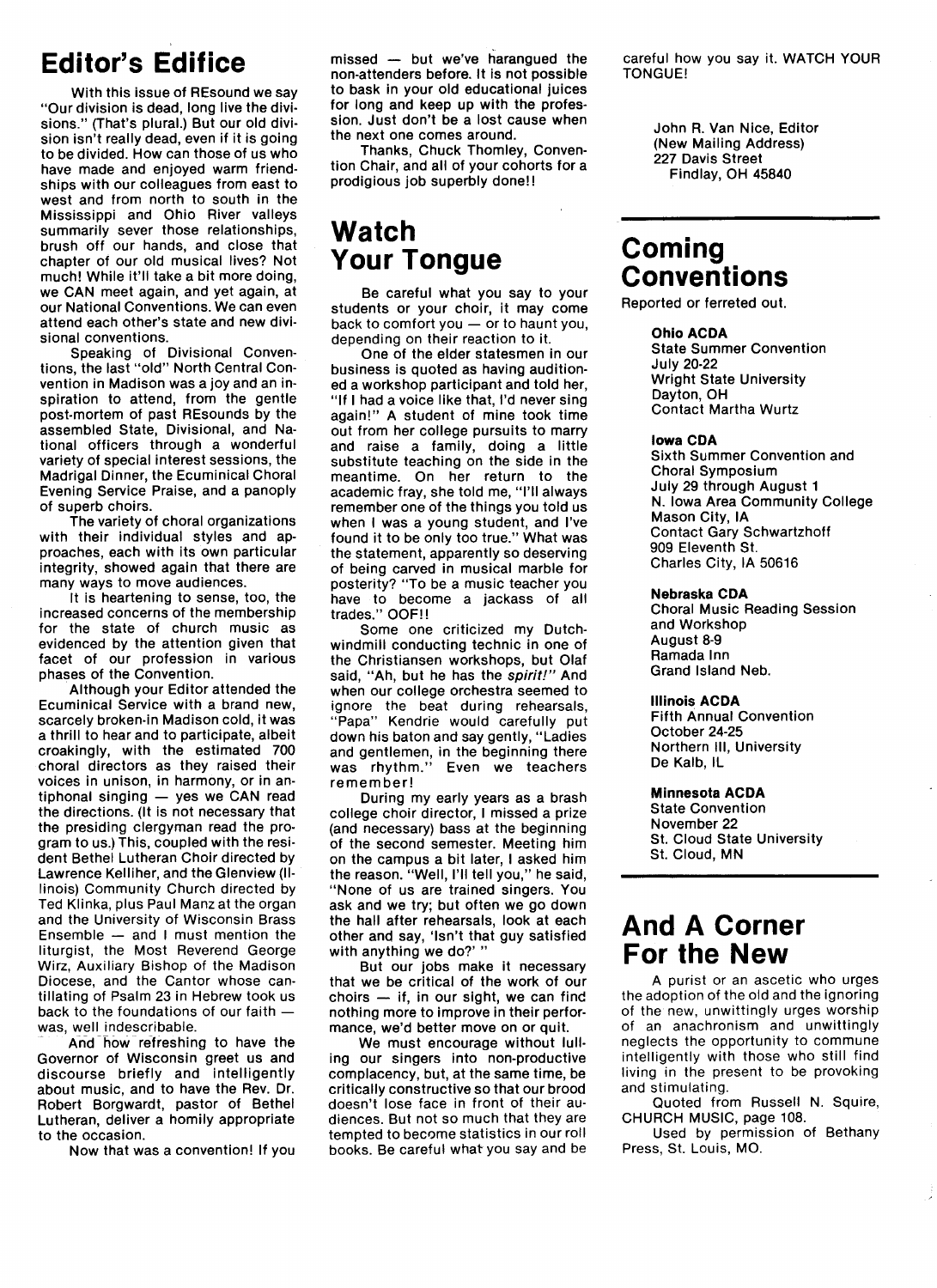## Editor's Edifice

With this issue of REsound we say "Our division is dead, long live the divisions." (That's plural.) But our old division isn't really dead, even if it is going to be divided. How can those of us who have made and enjoyed warm friendships with our colleagues from east to west and from north to south in the Mississippi and Ohio River valleys summarily sever those relationships, brush off our hands, and close that chapter of our old musical lives? Not much! While it'll take a bit more doing, we CAN meet again, and yet again, at our National Conventions. We can even attend each other's state and new divisional conventions.

Speaking of Divisional Conventions, the last "old" North Central Convention in Madison was a joy and an inspiration to attend, from the gentle post-mortem of past REsounds by the assembled State, Divisional, and National officers through a wonderful variety of special interest sessions, the Madrigal Dinner, the Ecuminical Choral Evening Service Praise, and a panoply of superb choirs.

The variety of choral organizations with their individual styles and approaches, each with its own particular integrity, showed again that there are many ways to move audiences.

It is heartening to sense, too, the increased concerns of the membership for the state of church music as evidenced by the attention given that facet of our profession in various phases of the Convention.

Although your Editor attended the Ecuminical Service with a brand new, scarcely broken-in Madison cold, it was a thrill to hear and to participate, albeit croakingly, with the estimated 700 choral directors as they raised their voices in unison, in harmony, or in antiphonal singing — yes we CAN read the directions. (It is not necessary that the presiding clergyman read the program to us.) This, coupled with the resident Bethel Lutheran Choir directed by Lawrence Kelliher, and the Glenview (Illinois) Community Church directed by Ted Klinka, plus Paul Manz at the organ and the University of Wisconsin Brass Ensemble — and I must mention the liturgist, the Most Reverend George Wirz, Auxiliary Bishop of the Madison Diocese, and the Cantor whose cantillating of Psalm 23 in Hebrew took us back to the foundations of our faith — was, well indescribable.

And how refreshing to have the Governor of Wisconsin greet us and discourse briefly and intelligently about music, and to have the Rev. Dr. Robert Borgwardt, pastor of Bethel Lutheran, deliver a homily appropriate to the occasion.

Now that was a convention! If you missed — but we've harangued the non-attenders before. It is not possible to bask in your old educational juices for long and keep up with the profession. Just don't be a lost cause when the next one comes around.

Thanks, Chuck Thomley, Convention Chair, and all of your cohorts for a prodigious job superbly done!!

## Watch Your Tongue

Be careful what you say to your students or your choir, it may come back to comfort you — or to haunt you, depending on their reaction to it.

One of the elder statesmen in our business is quoted as having auditioned a workshop participant and told her, "If I had a voice like that, I'd never sing again!" A student of mine took time out from her college pursuits to marry and raise a family, doing a little substitute teaching on the side in the meantime. On her return to the academic fray, she told me, "I'll always remember one of the things you told us when I was a young student, and I've found it to be only too true." What was the statement, apparently so deserving of being carved in musical marble for posterity? "To be a music teacher you have to become a jackass of all trades." OOF!!

Some one criticized my Dutch-windmill conducting technic in one of the Christiansen workshops, but Olaf said, "Ah, but he has the *spirit!*" And when our college orchestra seemed to ignore the beat during rehearsals, "Papa" Kendrie would carefully put down his baton and say gently, "Ladies and gentlemen, in the beginning there was rhythm." Even we teachers remember!

During my early years as a brash college choir director, I missed a prize (and necessary) bass at the beginning of the second semester. Meeting him on the campus a bit later, I asked him the reason. "Well, I'll tell you," he said, "None of us are trained singers. You ask and we try; but often we go down the hall after rehearsals, look at each other and say, 'Isn't that guy satisfied with anything we do?' "

But our jobs make it necessary that we be critical of the work of our choirs — if, in our sight, we can find nothing more to improve in their performance, we'd better move on or quit.

We must encourage without lulling our singers into non-productive complacency, but, at the same time, be critically constructive so that our brood doesn't lose face in front of their audiences. But not so much that they are tempted to become statistics in our roll books. Be careful what you say and be careful how you say it. WATCH YOUR TONGUE!

John R. Van Nice, Editor
(New Mailing Address)
227 Davis Street
Findlay, OH 45840

## Coming Conventions

Reported or ferreted out.

**Ohio ACDA**
State Summer Convention
July 20-22
Wright State University
Dayton, OH
Contact Martha Wurtz

**Iowa CDA**
Sixth Summer Convention and Choral Symposium
July 29 through August 1
N. Iowa Area Community College
Mason City, IA
Contact Gary Schwartzhoff
909 Eleventh St.
Charles City, IA 50616

**Nebraska CDA**
Choral Music Reading Session and Workshop
August 8-9
Ramada Inn
Grand Island Neb.

**Illinois ACDA**
Fifth Annual Convention
October 24-25
Northern Ill, University
De Kalb, IL

**Minnesota ACDA**
State Convention
November 22
St. Cloud State University
St. Cloud, MN

## And A Corner For the New

A purist or an ascetic who urges the adoption of the old and the ignoring of the new, unwittingly urges worship of an anachronism and unwittingly neglects the opportunity to commune intelligently with those who still find living in the present to be provoking and stimulating.

Quoted from Russell N. Squire, CHURCH MUSIC, page 108.

Used by permission of Bethany Press, St. Louis, MO.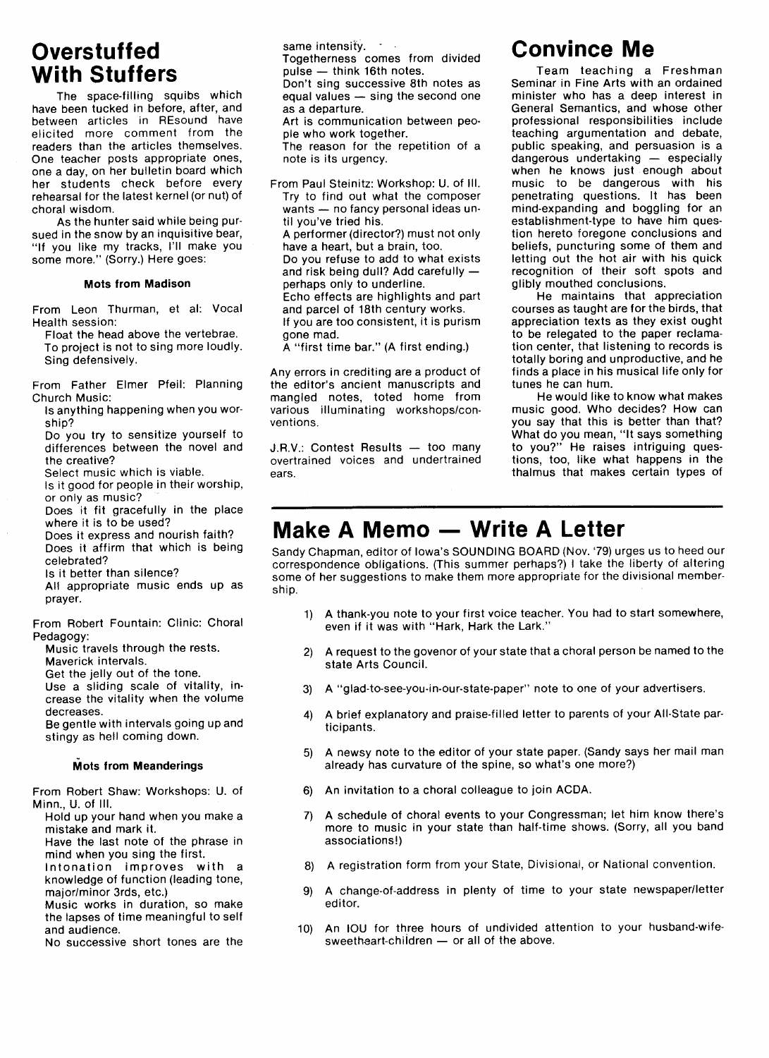# Overstuffed With Stuffers

The space-filling squibs which have been tucked in before, after, and between articles in REsound have elicited more comment from the readers than the articles themselves. One teacher posts appropriate ones, one a day, on her bulletin board which her students check before every rehearsal for the latest kernel (or nut) of choral wisdom.

As the hunter said while being pursued in the snow by an inquisitive bear, "If you like my tracks, I'll make you some more." (Sorry.) Here goes:

### Mots from Madison

From Leon Thurman, et al: Vocal Health session:

Float the head above the vertebrae.
To project is not to sing more loudly.
Sing defensively.

From Father Elmer Pfeil: Planning Church Music:

Is anything happening when you worship?
Do you try to sensitize yourself to differences between the novel and the creative?
Select music which is viable.
Is it good for people in their worship, or only as music?
Does it fit gracefully in the place where it is to be used?
Does it express and nourish faith?
Does it affirm that which is being celebrated?
Is it better than silence?
All appropriate music ends up as prayer.

From Robert Fountain: Clinic: Choral Pedagogy:

Music travels through the rests.
Maverick intervals.
Get the jelly out of the tone.
Use a sliding scale of vitality, increase the vitality when the volume decreases.
Be gentle with intervals going up and stingy as hell coming down.

### Mots from Meanderings

From Robert Shaw: Workshops: U. of Minn., U. of Ill.

Hold up your hand when you make a mistake and mark it.
Have the last note of the phrase in mind when you sing the first.
Intonation improves with a knowledge of function (leading tone, major/minor 3rds, etc.)
Music works in duration, so make the lapses of time meaningful to self and audience.
No successive short tones are the same intensity.
Togetherness comes from divided pulse — think 16th notes.
Don't sing successive 8th notes as equal values — sing the second one as a departure.
Art is communication between people who work together.
The reason for the repetition of a note is its urgency.

From Paul Steinitz: Workshop: U. of Ill.

Try to find out what the composer wants — no fancy personal ideas until you've tried his.
A performer (director?) must not only have a heart, but a brain, too.
Do you refuse to add to what exists and risk being dull? Add carefully — perhaps only to underline.
Echo effects are highlights and part and parcel of 18th century works.
If you are too consistent, it is purism gone mad.
A "first time bar." (A first ending.)

Any errors in crediting are a product of the editor's ancient manuscripts and mangled notes, toted home from various illuminating workshops/conventions.

J.R.V.: Contest Results — too many overtrained voices and undertrained ears.

# Convince Me

Team teaching a Freshman Seminar in Fine Arts with an ordained minister who has a deep interest in General Semantics, and whose other professional responsibilities include teaching argumentation and debate, public speaking, and persuasion is a dangerous undertaking — especially when he knows just enough about music to be dangerous with his penetrating questions. It has been mind-expanding and boggling for an establishment-type to have him question hereto foregone conclusions and beliefs, puncturing some of them and letting out the hot air with his quick recognition of their soft spots and glibly mouthed conclusions.

He maintains that appreciation courses as taught are for the birds, that appreciation texts as they exist ought to be relegated to the paper reclamation center, that listening to records is totally boring and unproductive, and he finds a place in his musical life only for tunes he can hum.

He would like to know what makes music good. Who decides? How can you say that this is better than that? What do you mean, "It says something to you?" He raises intriguing questions, too, like what happens in the thalmus that makes certain types of

# Make A Memo — Write A Letter

Sandy Chapman, editor of Iowa's SOUNDING BOARD (Nov. '79) urges us to heed our correspondence obligations. (This summer perhaps?) I take the liberty of altering some of her suggestions to make them more appropriate for the divisional membership.

1) A thank-you note to your first voice teacher. You had to start somewhere, even if it was with "Hark, Hark the Lark."

2) A request to the govenor of your state that a choral person be named to the state Arts Council.

3) A "glad-to-see-you-in-our-state-paper" note to one of your advertisers.

4) A brief explanatory and praise-filled letter to parents of your All-State participants.

5) A newsy note to the editor of your state paper. (Sandy says her mail man already has curvature of the spine, so what's one more?)

6) An invitation to a choral colleague to join ACDA.

7) A schedule of choral events to your Congressman; let him know there's more to music in your state than half-time shows. (Sorry, all you band associations!)

8) A registration form from your State, Divisional, or National convention.

9) A change-of-address in plenty of time to your state newspaper/letter editor.

10) An IOU for three hours of undivided attention to your husband-wife-sweetheart-children — or all of the above.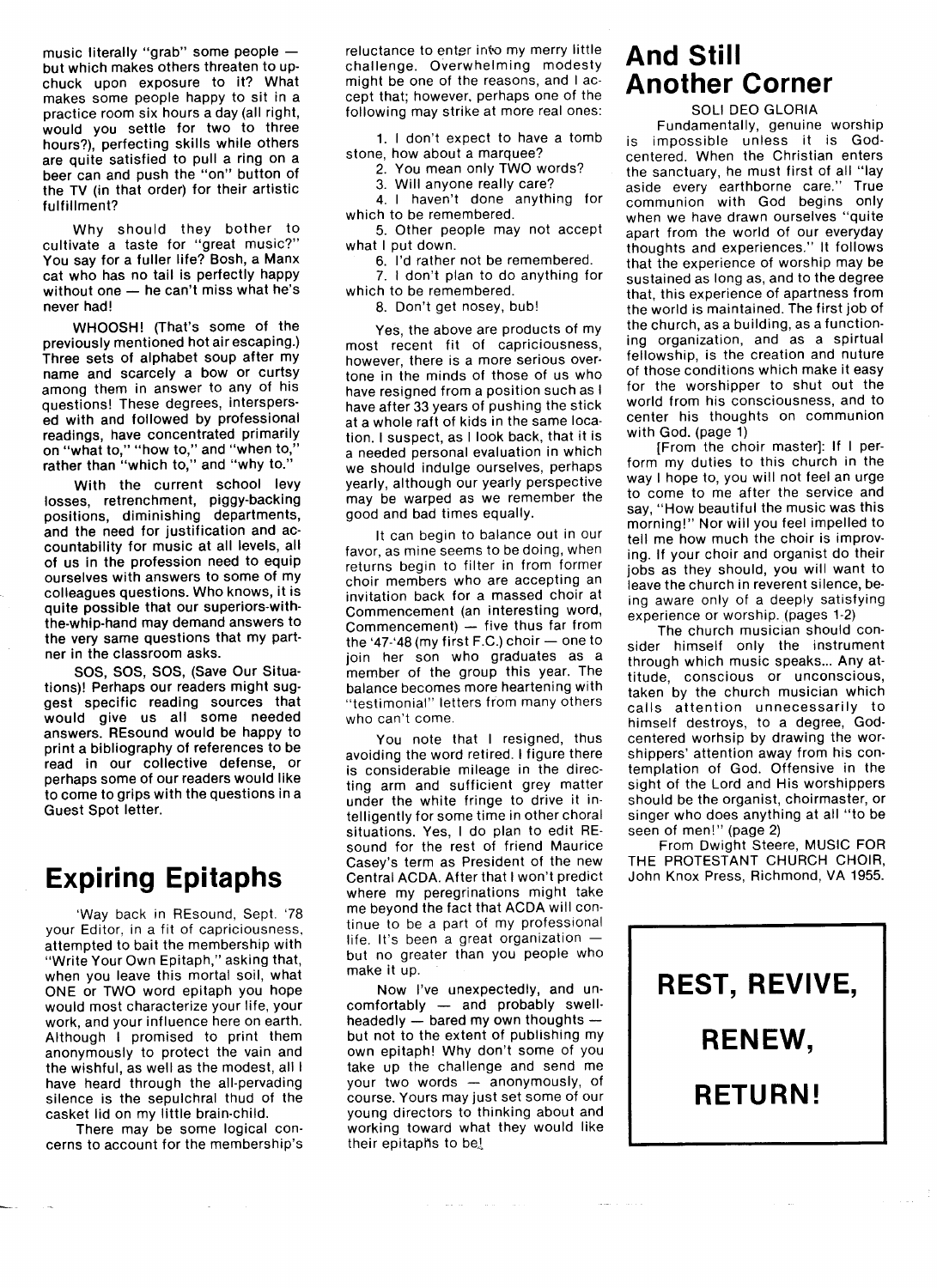music literally "grab" some people — but which makes others threaten to upchuck upon exposure to it? What makes some people happy to sit in a practice room six hours a day (all right, would you settle for two to three hours?), perfecting skills while others are quite satisfied to pull a ring on a beer can and push the "on" button of the TV (in that order) for their artistic fulfillment?

Why should they bother to cultivate a taste for "great music?" You say for a fuller life? Bosh, a Manx cat who has no tail is perfectly happy without one — he can't miss what he's never had!

WHOOSH! (That's some of the previously mentioned hot air escaping.) Three sets of alphabet soup after my name and scarcely a bow or curtsy among them in answer to any of his questions! These degrees, interspersed with and followed by professional readings, have concentrated primarily on "what to," "how to," and "when to," rather than "which to," and "why to."

With the current school levy losses, retrenchment, piggy-backing positions, diminishing departments, and the need for justification and accountability for music at all levels, all of us in the profession need to equip ourselves with answers to some of my colleagues questions. Who knows, it is quite possible that our superiors-with-the-whip-hand may demand answers to the very same questions that my partner in the classroom asks.

SOS, SOS, SOS, (Save Our Situations)! Perhaps our readers might suggest specific reading sources that would give us all some needed answers. REsound would be happy to print a bibliography of references to be read in our collective defense, or perhaps some of our readers would like to come to grips with the questions in a Guest Spot letter.

# Expiring Epitaphs

'Way back in REsound, Sept. '78 your Editor, in a fit of capriciousness, attempted to bait the membership with "Write Your Own Epitaph," asking that, when you leave this mortal soil, what ONE or TWO word epitaph you hope would most characterize your life, your work, and your influence here on earth. Although I promised to print them anonymously to protect the vain and the wishful, as well as the modest, all I have heard through the all-pervading silence is the sepulchral thud of the casket lid on my little brain-child.

There may be some logical concerns to account for the membership's reluctance to enter into my merry little challenge. Overwhelming modesty might be one of the reasons, and I accept that; however, perhaps one of the following may strike at more real ones:

1. I don't expect to have a tomb stone, how about a marquee?
2. You mean only TWO words?
3. Will anyone really care?
4. I haven't done anything for which to be remembered.
5. Other people may not accept what I put down.
6. I'd rather not be remembered.
7. I don't plan to do anything for which to be remembered.
8. Don't get nosey, bub!

Yes, the above are products of my most recent fit of capriciousness, however, there is a more serious overtone in the minds of those of us who have resigned from a position such as I have after 33 years of pushing the stick at a whole raft of kids in the same location. I suspect, as I look back, that it is a needed personal evaluation in which we should indulge ourselves, perhaps yearly, although our yearly perspective may be warped as we remember the good and bad times equally.

It can begin to balance out in our favor, as mine seems to be doing, when returns begin to filter in from former choir members who are accepting an invitation back for a massed choir at Commencement (an interesting word, Commencement) — five thus far from the '47-'48 (my first F.C.) choir — one to join her son who graduates as a member of the group this year. The balance becomes more heartening with "testimonial" letters from many others who can't come.

You note that I resigned, thus avoiding the word retired. I figure there is considerable mileage in the directing arm and sufficient grey matter under the white fringe to drive it intelligently for some time in other choral situations. Yes, I do plan to edit REsound for the rest of friend Maurice Casey's term as President of the new Central ACDA. After that I won't predict where my peregrinations might take me beyond the fact that ACDA will continue to be a part of my professional life. It's been a great organization — but no greater than you people who make it up.

Now I've unexpectedly, and uncomfortably — and probably swellheadedly — bared my own thoughts — but not to the extent of publishing my own epitaph! Why don't some of you take up the challenge and send me your two words — anonymously, of course. Yours may just set some of our young directors to thinking about and working toward what they would like their epitaphs to be!

# And Still Another Corner

SOLI DEO GLORIA

Fundamentally, genuine worship is impossible unless it is God-centered. When the Christian enters the sanctuary, he must first of all "lay aside every earthborne care." True communion with God begins only when we have drawn ourselves "quite apart from the world of our everyday thoughts and experiences." It follows that the experience of worship may be sustained as long as, and to the degree that, this experience of apartness from the world is maintained. The first job of the church, as a building, as a functioning organization, and as a spirtual fellowship, is the creation and nuture of those conditions which make it easy for the worshipper to shut out the world from his consciousness, and to center his thoughts on communion with God. (page 1)

[From the choir master]: If I perform my duties to this church in the way I hope to, you will not feel an urge to come to me after the service and say, "How beautiful the music was this morning!" Nor will you feel impelled to tell me how much the choir is improving. If your choir and organist do their jobs as they should, you will want to leave the church in reverent silence, being aware only of a deeply satisfying experience or worship. (pages 1-2)

The church musician should consider himself only the instrument through which music speaks... Any attitude, conscious or unconscious, taken by the church musician which calls attention unnecessarily to himself destroys, to a degree, God-centered worhsip by drawing the worshippers' attention away from his contemplation of God. Offensive in the sight of the Lord and His worshippers should be the organist, choirmaster, or singer who does anything at all "to be seen of men!" (page 2)

From Dwight Steere, MUSIC FOR THE PROTESTANT CHURCH CHOIR, John Knox Press, Richmond, VA 1955.

**REST, REVIVE,**

**RENEW,**

**RETURN!**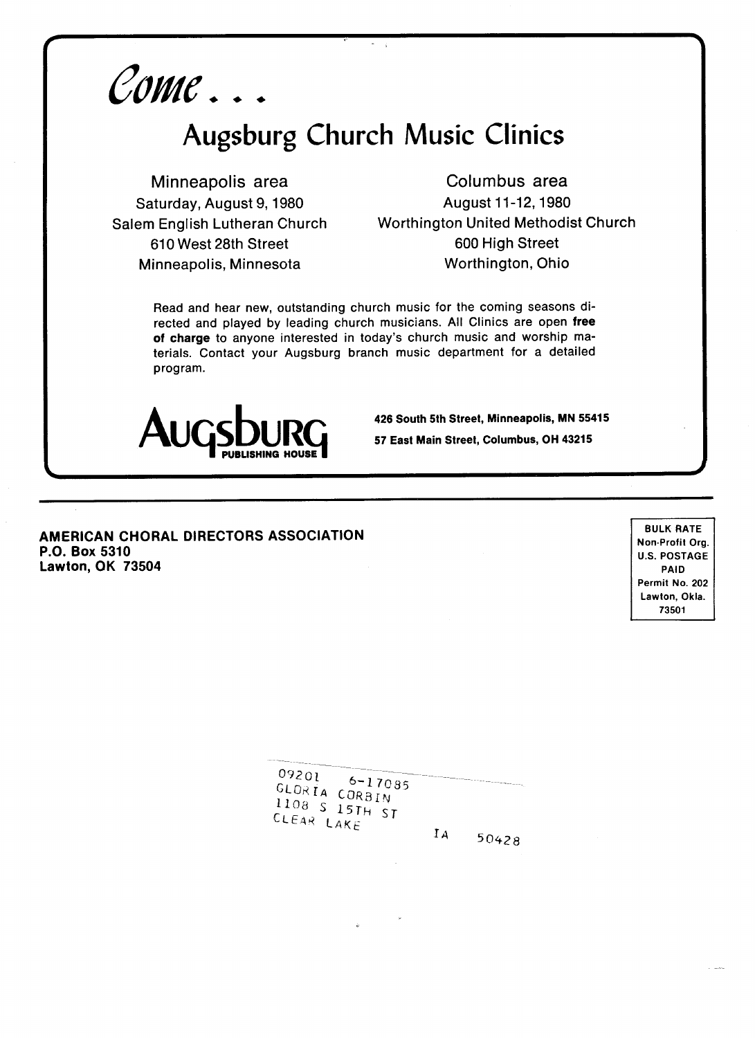*Come . . .*

# Augsburg Church Music Clinics

**Minneapolis area**
Saturday, August 9, 1980
Salem English Lutheran Church
610 West 28th Street
Minneapolis, Minnesota

**Columbus area**
August 11-12, 1980
Worthington United Methodist Church
600 High Street
Worthington, Ohio

Read and hear new, outstanding church music for the coming seasons directed and played by leading church musicians. All Clinics are open **free of charge** to anyone interested in today's church music and worship materials. Contact your Augsburg branch music department for a detailed program.

AUGSBURG PUBLISHING HOUSE

**426 South 5th Street, Minneapolis, MN 55415**
**57 East Main Street, Columbus, OH 43215**

---

**AMERICAN CHORAL DIRECTORS ASSOCIATION**
**P.O. Box 5310**
**Lawton, OK 73504**

BULK RATE
Non-Profit Org.
U.S. POSTAGE
PAID
Permit No. 202
Lawton, Okla.
73501

09201 6-17085
GLORIA CORBIN
1108 S 15TH ST
CLEAR LAKE IA 50428